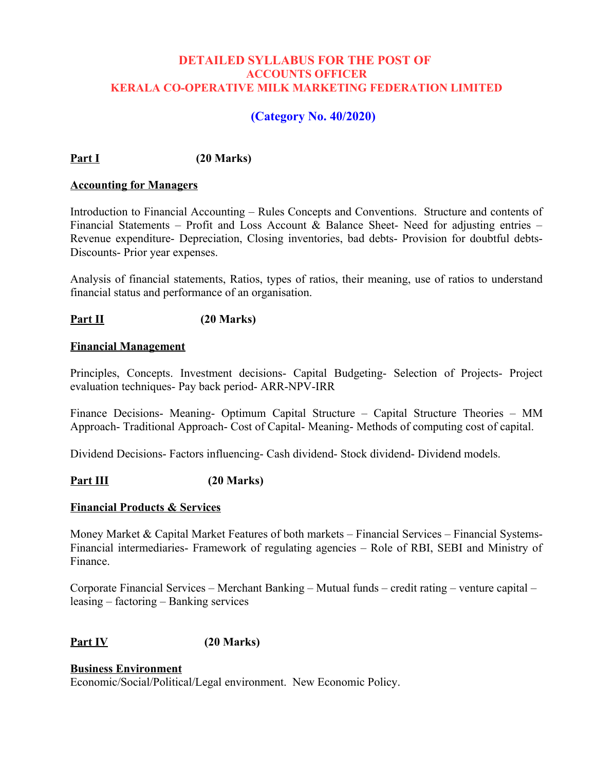# DETAILED SYLLABUS FOR THE POST OF
# ACCOUNTS OFFICER
# KERALA CO-OPERATIVE MILK MARKETING FEDERATION LIMITED

## (Category No. 40/2020)

**Part I** **(20 Marks)**

**Accounting for Managers**

Introduction to Financial Accounting – Rules Concepts and Conventions. Structure and contents of Financial Statements – Profit and Loss Account & Balance Sheet- Need for adjusting entries – Revenue expenditure- Depreciation, Closing inventories, bad debts- Provision for doubtful debts- Discounts- Prior year expenses.

Analysis of financial statements, Ratios, types of ratios, their meaning, use of ratios to understand financial status and performance of an organisation.

**Part II** **(20 Marks)**

**Financial Management**

Principles, Concepts. Investment decisions- Capital Budgeting- Selection of Projects- Project evaluation techniques- Pay back period- ARR-NPV-IRR

Finance Decisions- Meaning- Optimum Capital Structure – Capital Structure Theories – MM Approach- Traditional Approach- Cost of Capital- Meaning- Methods of computing cost of capital.

Dividend Decisions- Factors influencing- Cash dividend- Stock dividend- Dividend models.

**Part III** **(20 Marks)**

**Financial Products & Services**

Money Market & Capital Market Features of both markets – Financial Services – Financial Systems- Financial intermediaries- Framework of regulating agencies – Role of RBI, SEBI and Ministry of Finance.

Corporate Financial Services – Merchant Banking – Mutual funds – credit rating – venture capital – leasing – factoring – Banking services

**Part IV** **(20 Marks)**

**Business Environment**

Economic/Social/Political/Legal environment. New Economic Policy.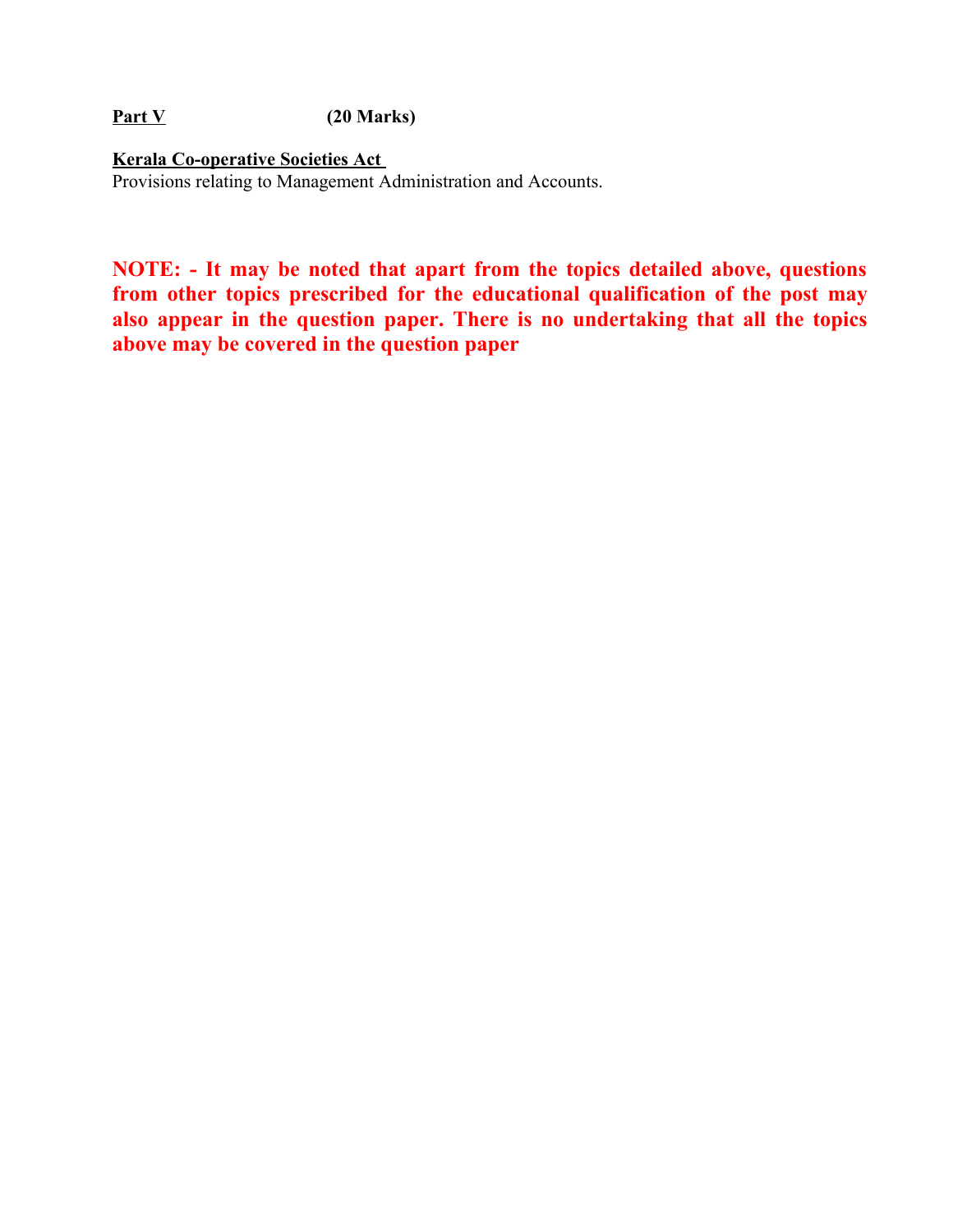**Part V** **(20 Marks)**

**Kerala Co-operative Societies Act**

Provisions relating to Management Administration and Accounts.

**NOTE: - It may be noted that apart from the topics detailed above, questions from other topics prescribed for the educational qualification of the post may also appear in the question paper. There is no undertaking that all the topics above may be covered in the question paper**